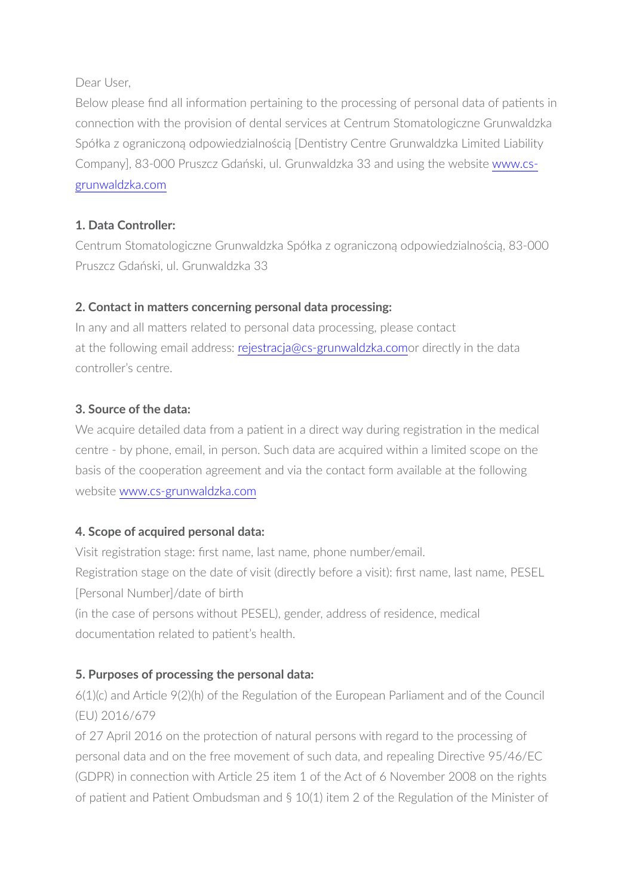Dear User,

Below please find all information pertaining to the processing of personal data of patients in connection with the provision of dental services at Centrum Stomatologiczne Grunwaldzka Spółka z ograniczoną odpowiedzialnością [Dentistry Centre Grunwaldzka Limited Liability Company], 83-000 Pruszcz Gdański, ul. Grunwaldzka 33 and using the website [www.cs-grunwaldzka.com](http://www.cs-grunwaldzka.com)

**1. Data Controller:**

Centrum Stomatologiczne Grunwaldzka Spółka z ograniczoną odpowiedzialnością, 83-000 Pruszcz Gdański, ul. Grunwaldzka 33

**2. Contact in matters concerning personal data processing:**

In any and all matters related to personal data processing, please contact at the following email address: [rejestracja@cs-grunwaldzka.com](mailto:rejestracja@cs-grunwaldzka.com)or directly in the data controller's centre.

**3. Source of the data:**

We acquire detailed data from a patient in a direct way during registration in the medical centre - by phone, email, in person. Such data are acquired within a limited scope on the basis of the cooperation agreement and via the contact form available at the following website [www.cs-grunwaldzka.com](http://www.cs-grunwaldzka.com)

**4. Scope of acquired personal data:**

Visit registration stage: first name, last name, phone number/email.

Registration stage on the date of visit (directly before a visit): first name, last name, PESEL [Personal Number]/date of birth

(in the case of persons without PESEL), gender, address of residence, medical documentation related to patient's health.

**5. Purposes of processing the personal data:**

6(1)(c) and Article 9(2)(h) of the Regulation of the European Parliament and of the Council (EU) 2016/679

of 27 April 2016 on the protection of natural persons with regard to the processing of personal data and on the free movement of such data, and repealing Directive 95/46/EC (GDPR) in connection with Article 25 item 1 of the Act of 6 November 2008 on the rights of patient and Patient Ombudsman and § 10(1) item 2 of the Regulation of the Minister of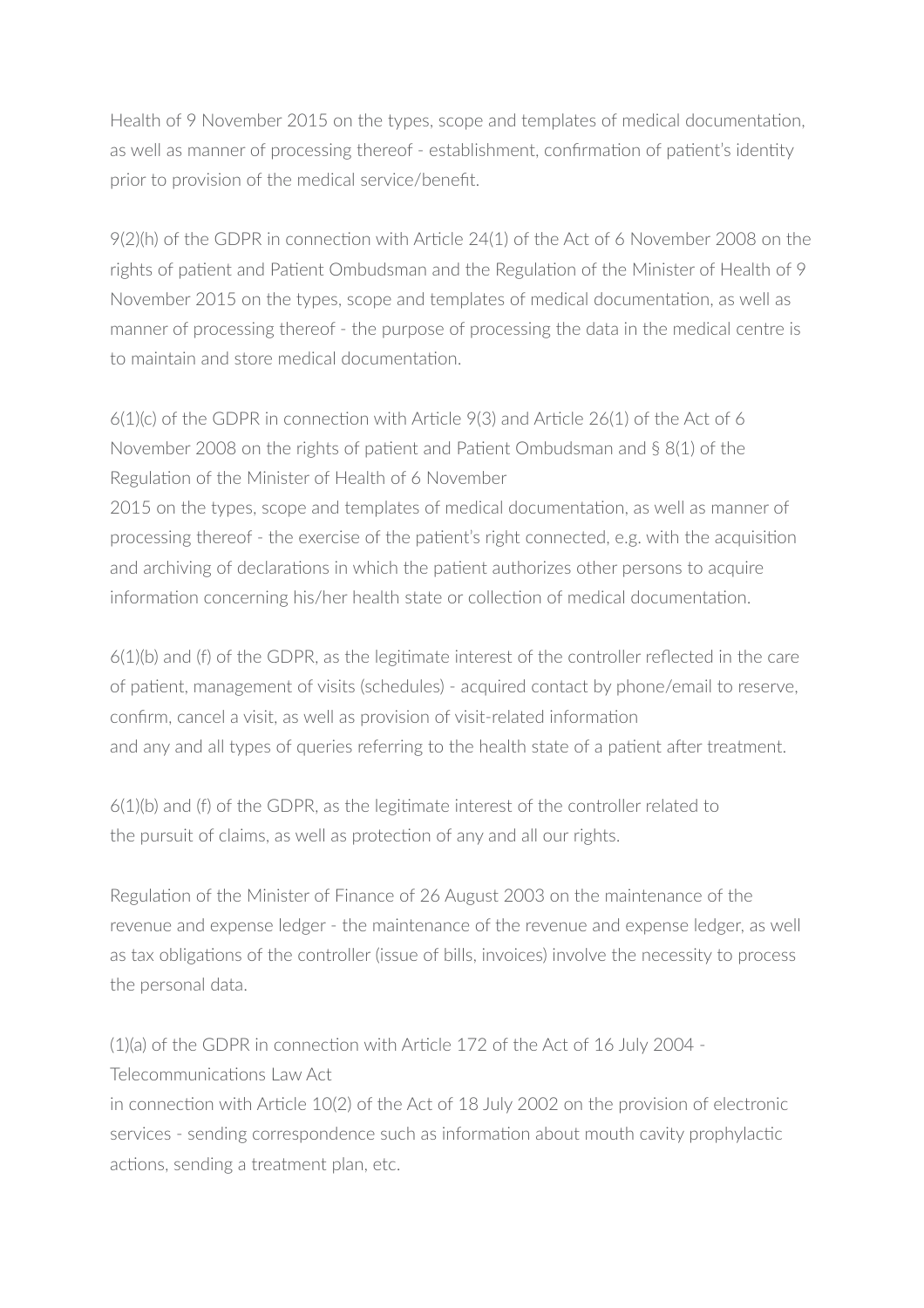Health of 9 November 2015 on the types, scope and templates of medical documentation, as well as manner of processing thereof - establishment, confirmation of patient's identity prior to provision of the medical service/benefit.

9(2)(h) of the GDPR in connection with Article 24(1) of the Act of 6 November 2008 on the rights of patient and Patient Ombudsman and the Regulation of the Minister of Health of 9 November 2015 on the types, scope and templates of medical documentation, as well as manner of processing thereof - the purpose of processing the data in the medical centre is to maintain and store medical documentation.

6(1)(c) of the GDPR in connection with Article 9(3) and Article 26(1) of the Act of 6 November 2008 on the rights of patient and Patient Ombudsman and § 8(1) of the Regulation of the Minister of Health of 6 November
2015 on the types, scope and templates of medical documentation, as well as manner of processing thereof - the exercise of the patient's right connected, e.g. with the acquisition and archiving of declarations in which the patient authorizes other persons to acquire information concerning his/her health state or collection of medical documentation.

6(1)(b) and (f) of the GDPR, as the legitimate interest of the controller reflected in the care of patient, management of visits (schedules) - acquired contact by phone/email to reserve, confirm, cancel a visit, as well as provision of visit-related information
and any and all types of queries referring to the health state of a patient after treatment.

6(1)(b) and (f) of the GDPR, as the legitimate interest of the controller related to the pursuit of claims, as well as protection of any and all our rights.

Regulation of the Minister of Finance of 26 August 2003 on the maintenance of the revenue and expense ledger - the maintenance of the revenue and expense ledger, as well as tax obligations of the controller (issue of bills, invoices) involve the necessity to process the personal data.

(1)(a) of the GDPR in connection with Article 172 of the Act of 16 July 2004 - Telecommunications Law Act
in connection with Article 10(2) of the Act of 18 July 2002 on the provision of electronic services - sending correspondence such as information about mouth cavity prophylactic actions, sending a treatment plan, etc.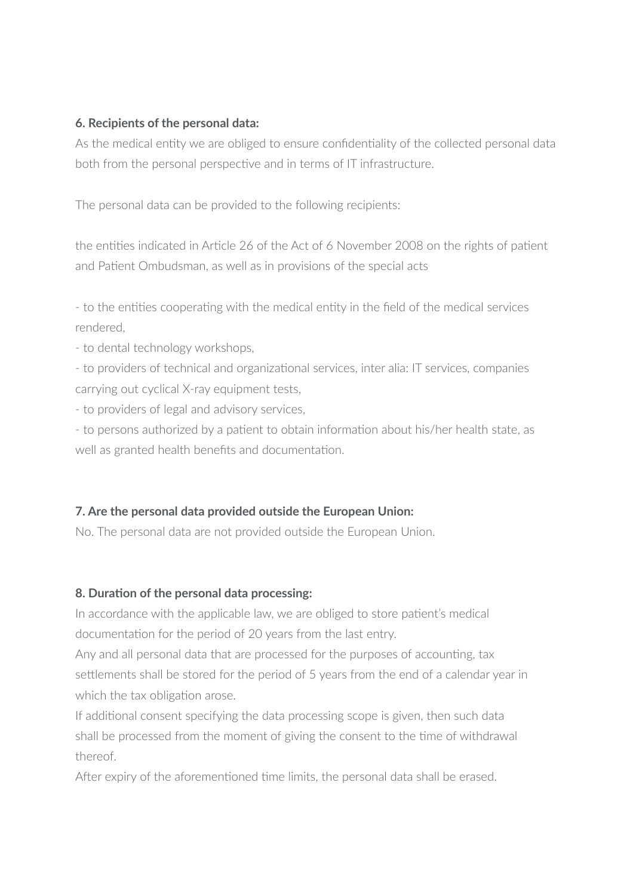**6. Recipients of the personal data:**

As the medical entity we are obliged to ensure confidentiality of the collected personal data both from the personal perspective and in terms of IT infrastructure.

The personal data can be provided to the following recipients:

the entities indicated in Article 26 of the Act of 6 November 2008 on the rights of patient and Patient Ombudsman, as well as in provisions of the special acts

- to the entities cooperating with the medical entity in the field of the medical services rendered,
- to dental technology workshops,
- to providers of technical and organizational services, inter alia: IT services, companies carrying out cyclical X-ray equipment tests,
- to providers of legal and advisory services,
- to persons authorized by a patient to obtain information about his/her health state, as well as granted health benefits and documentation.

**7. Are the personal data provided outside the European Union:**

No. The personal data are not provided outside the European Union.

**8. Duration of the personal data processing:**

In accordance with the applicable law, we are obliged to store patient's medical documentation for the period of 20 years from the last entry.

Any and all personal data that are processed for the purposes of accounting, tax settlements shall be stored for the period of 5 years from the end of a calendar year in which the tax obligation arose.

If additional consent specifying the data processing scope is given, then such data shall be processed from the moment of giving the consent to the time of withdrawal thereof.

After expiry of the aforementioned time limits, the personal data shall be erased.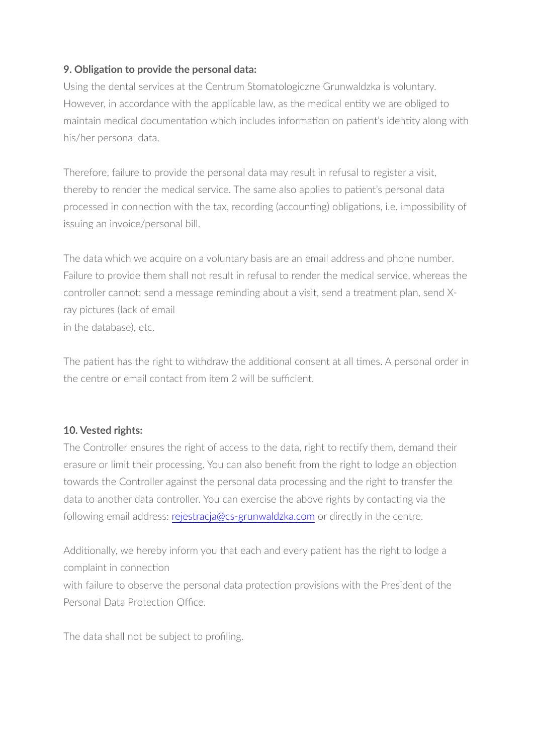**9. Obligation to provide the personal data:**

Using the dental services at the Centrum Stomatologiczne Grunwaldzka is voluntary. However, in accordance with the applicable law, as the medical entity we are obliged to maintain medical documentation which includes information on patient's identity along with his/her personal data.

Therefore, failure to provide the personal data may result in refusal to register a visit, thereby to render the medical service. The same also applies to patient's personal data processed in connection with the tax, recording (accounting) obligations, i.e. impossibility of issuing an invoice/personal bill.

The data which we acquire on a voluntary basis are an email address and phone number. Failure to provide them shall not result in refusal to render the medical service, whereas the controller cannot: send a message reminding about a visit, send a treatment plan, send X-ray pictures (lack of email in the database), etc.

The patient has the right to withdraw the additional consent at all times. A personal order in the centre or email contact from item 2 will be sufficient.

**10. Vested rights:**

The Controller ensures the right of access to the data, right to rectify them, demand their erasure or limit their processing. You can also benefit from the right to lodge an objection towards the Controller against the personal data processing and the right to transfer the data to another data controller. You can exercise the above rights by contacting via the following email address: rejestracja@cs-grunwaldzka.com or directly in the centre.

Additionally, we hereby inform you that each and every patient has the right to lodge a complaint in connection with failure to observe the personal data protection provisions with the President of the Personal Data Protection Office.

The data shall not be subject to profiling.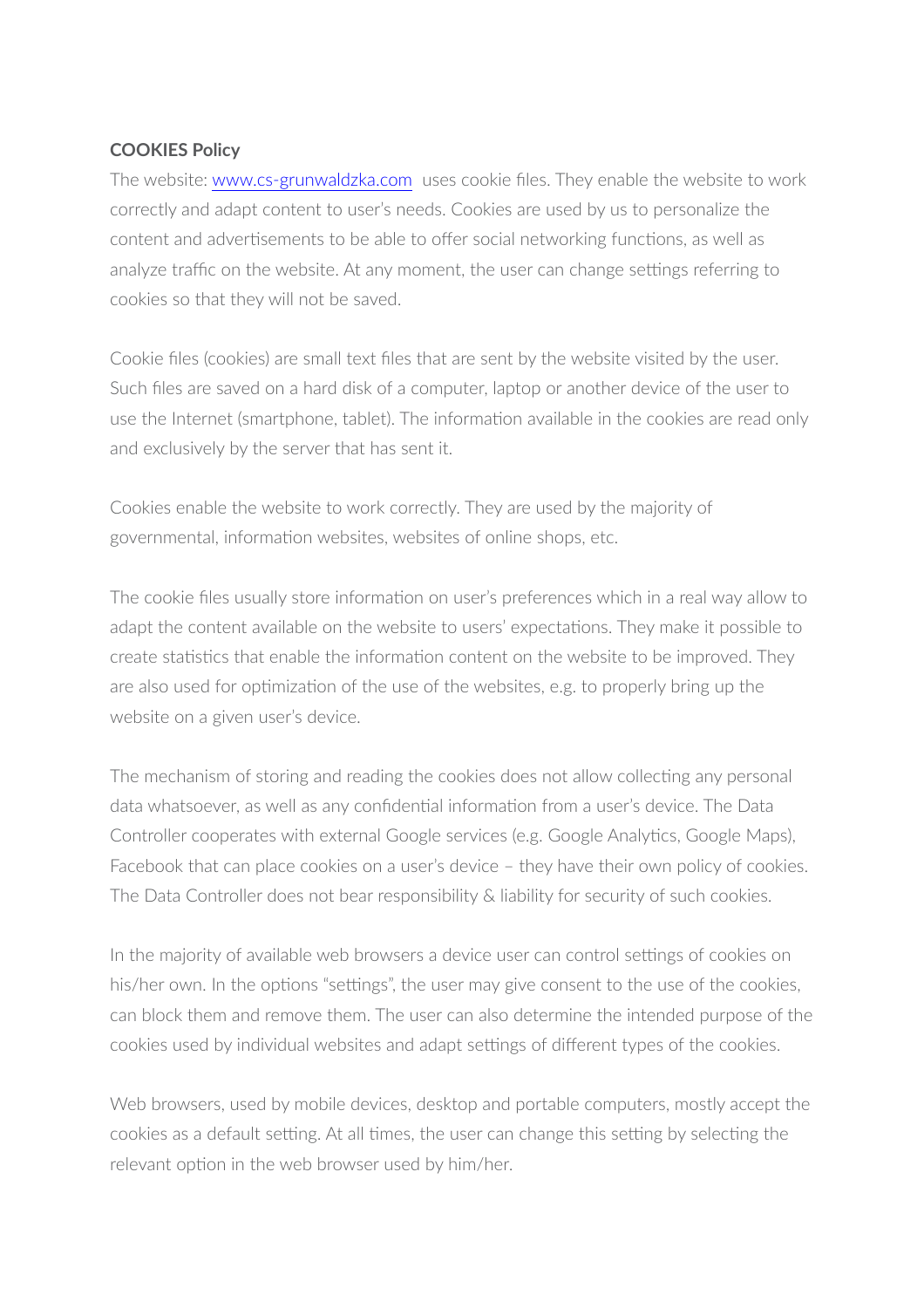**COOKIES Policy**

The website: [www.cs-grunwaldzka.com](http://www.cs-grunwaldzka.com) uses cookie files. They enable the website to work correctly and adapt content to user's needs. Cookies are used by us to personalize the content and advertisements to be able to offer social networking functions, as well as analyze traffic on the website. At any moment, the user can change settings referring to cookies so that they will not be saved.

Cookie files (cookies) are small text files that are sent by the website visited by the user. Such files are saved on a hard disk of a computer, laptop or another device of the user to use the Internet (smartphone, tablet). The information available in the cookies are read only and exclusively by the server that has sent it.

Cookies enable the website to work correctly. They are used by the majority of governmental, information websites, websites of online shops, etc.

The cookie files usually store information on user's preferences which in a real way allow to adapt the content available on the website to users' expectations. They make it possible to create statistics that enable the information content on the website to be improved. They are also used for optimization of the use of the websites, e.g. to properly bring up the website on a given user's device.

The mechanism of storing and reading the cookies does not allow collecting any personal data whatsoever, as well as any confidential information from a user's device. The Data Controller cooperates with external Google services (e.g. Google Analytics, Google Maps), Facebook that can place cookies on a user's device – they have their own policy of cookies. The Data Controller does not bear responsibility & liability for security of such cookies.

In the majority of available web browsers a device user can control settings of cookies on his/her own. In the options "settings", the user may give consent to the use of the cookies, can block them and remove them. The user can also determine the intended purpose of the cookies used by individual websites and adapt settings of different types of the cookies.

Web browsers, used by mobile devices, desktop and portable computers, mostly accept the cookies as a default setting. At all times, the user can change this setting by selecting the relevant option in the web browser used by him/her.